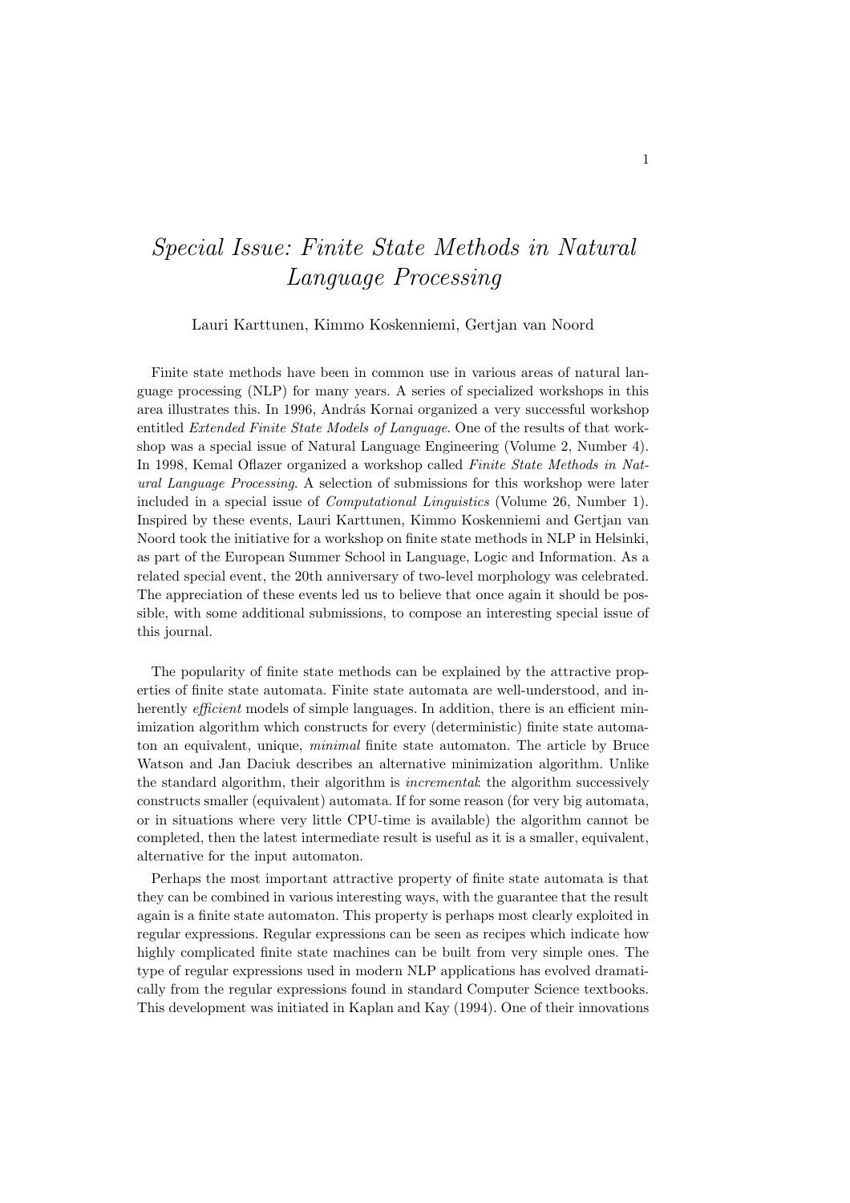# *Special Issue: Finite State Methods in Natural Language Processing*

Lauri Karttunen, Kimmo Koskenniemi, Gertjan van Noord

Finite state methods have been in common use in various areas of natural language processing (NLP) for many years. A series of specialized workshops in this area illustrates this. In 1996, András Kornai organized a very successful workshop entitled *Extended Finite State Models of Language*. One of the results of that workshop was a special issue of Natural Language Engineering (Volume 2, Number 4). In 1998, Kemal Oflazer organized a workshop called *Finite State Methods in Natural Language Processing*. A selection of submissions for this workshop were later included in a special issue of *Computational Linguistics* (Volume 26, Number 1). Inspired by these events, Lauri Karttunen, Kimmo Koskenniemi and Gertjan van Noord took the initiative for a workshop on finite state methods in NLP in Helsinki, as part of the European Summer School in Language, Logic and Information. As a related special event, the 20th anniversary of two-level morphology was celebrated. The appreciation of these events led us to believe that once again it should be possible, with some additional submissions, to compose an interesting special issue of this journal.

The popularity of finite state methods can be explained by the attractive properties of finite state automata. Finite state automata are well-understood, and inherently *efficient* models of simple languages. In addition, there is an efficient minimization algorithm which constructs for every (deterministic) finite state automaton an equivalent, unique, *minimal* finite state automaton. The article by Bruce Watson and Jan Daciuk describes an alternative minimization algorithm. Unlike the standard algorithm, their algorithm is *incremental*: the algorithm successively constructs smaller (equivalent) automata. If for some reason (for very big automata, or in situations where very little CPU-time is available) the algorithm cannot be completed, then the latest intermediate result is useful as it is a smaller, equivalent, alternative for the input automaton.

Perhaps the most important attractive property of finite state automata is that they can be combined in various interesting ways, with the guarantee that the result again is a finite state automaton. This property is perhaps most clearly exploited in regular expressions. Regular expressions can be seen as recipes which indicate how highly complicated finite state machines can be built from very simple ones. The type of regular expressions used in modern NLP applications has evolved dramatically from the regular expressions found in standard Computer Science textbooks. This development was initiated in Kaplan and Kay (1994). One of their innovations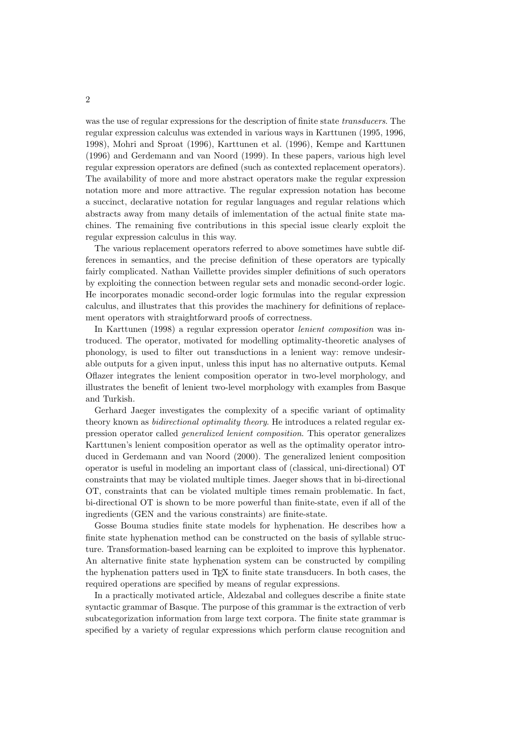was the use of regular expressions for the description of finite state *transducers*. The regular expression calculus was extended in various ways in Karttunen (1995, 1996, 1998), Mohri and Sproat (1996), Karttunen et al. (1996), Kempe and Karttunen (1996) and Gerdemann and van Noord (1999). In these papers, various high level regular expression operators are defined (such as contexted replacement operators). The availability of more and more abstract operators make the regular expression notation more and more attractive. The regular expression notation has become a succinct, declarative notation for regular languages and regular relations which abstracts away from many details of imlementation of the actual finite state machines. The remaining five contributions in this special issue clearly exploit the regular expression calculus in this way.

The various replacement operators referred to above sometimes have subtle differences in semantics, and the precise definition of these operators are typically fairly complicated. Nathan Vaillette provides simpler definitions of such operators by exploiting the connection between regular sets and monadic second-order logic. He incorporates monadic second-order logic formulas into the regular expression calculus, and illustrates that this provides the machinery for definitions of replacement operators with straightforward proofs of correctness.

In Karttunen (1998) a regular expression operator *lenient composition* was introduced. The operator, motivated for modelling optimality-theoretic analyses of phonology, is used to filter out transductions in a lenient way: remove undesirable outputs for a given input, unless this input has no alternative outputs. Kemal Oflazer integrates the lenient composition operator in two-level morphology, and illustrates the benefit of lenient two-level morphology with examples from Basque and Turkish.

Gerhard Jaeger investigates the complexity of a specific variant of optimality theory known as *bidirectional optimality theory*. He introduces a related regular expression operator called *generalized lenient composition*. This operator generalizes Karttunen's lenient composition operator as well as the optimality operator introduced in Gerdemann and van Noord (2000). The generalized lenient composition operator is useful in modeling an important class of (classical, uni-directional) OT constraints that may be violated multiple times. Jaeger shows that in bi-directional OT, constraints that can be violated multiple times remain problematic. In fact, bi-directional OT is shown to be more powerful than finite-state, even if all of the ingredients (GEN and the various constraints) are finite-state.

Gosse Bouma studies finite state models for hyphenation. He describes how a finite state hyphenation method can be constructed on the basis of syllable structure. Transformation-based learning can be exploited to improve this hyphenator. An alternative finite state hyphenation system can be constructed by compiling the hyphenation patters used in TEX to finite state transducers. In both cases, the required operations are specified by means of regular expressions.

In a practically motivated article, Aldezabal and collegues describe a finite state syntactic grammar of Basque. The purpose of this grammar is the extraction of verb subcategorization information from large text corpora. The finite state grammar is specified by a variety of regular expressions which perform clause recognition and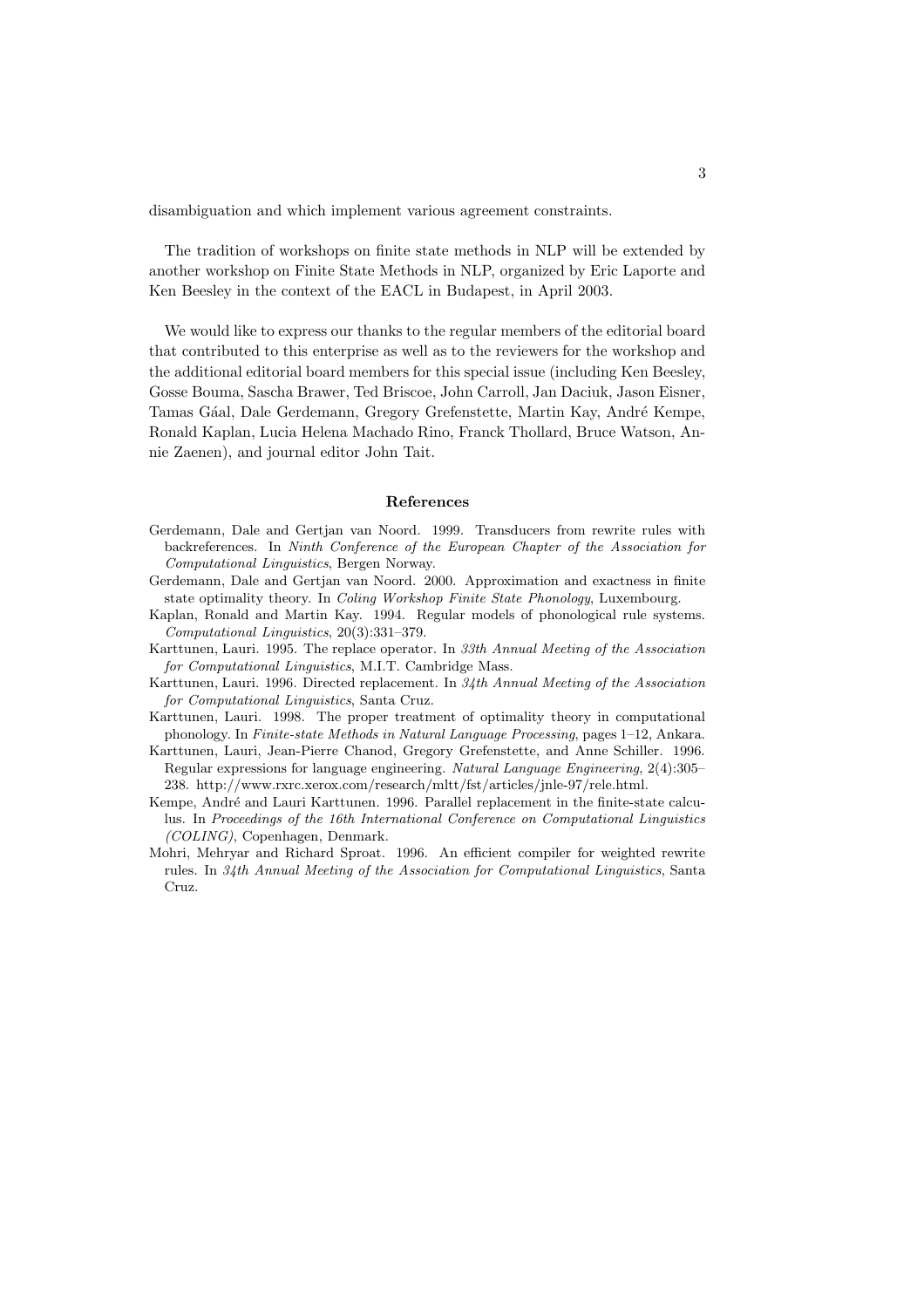disambiguation and which implement various agreement constraints.

The tradition of workshops on finite state methods in NLP will be extended by another workshop on Finite State Methods in NLP, organized by Eric Laporte and Ken Beesley in the context of the EACL in Budapest, in April 2003.

We would like to express our thanks to the regular members of the editorial board that contributed to this enterprise as well as to the reviewers for the workshop and the additional editorial board members for this special issue (including Ken Beesley, Gosse Bouma, Sascha Brawer, Ted Briscoe, John Carroll, Jan Daciuk, Jason Eisner, Tamas Gáal, Dale Gerdemann, Gregory Grefenstette, Martin Kay, André Kempe, Ronald Kaplan, Lucia Helena Machado Rino, Franck Thollard, Bruce Watson, Annie Zaenen), and journal editor John Tait.

## References

Gerdemann, Dale and Gertjan van Noord. 1999. Transducers from rewrite rules with backreferences. In *Ninth Conference of the European Chapter of the Association for Computational Linguistics*, Bergen Norway.

Gerdemann, Dale and Gertjan van Noord. 2000. Approximation and exactness in finite state optimality theory. In *Coling Workshop Finite State Phonology*, Luxembourg.

Kaplan, Ronald and Martin Kay. 1994. Regular models of phonological rule systems. *Computational Linguistics*, 20(3):331–379.

Karttunen, Lauri. 1995. The replace operator. In *33th Annual Meeting of the Association for Computational Linguistics*, M.I.T. Cambridge Mass.

Karttunen, Lauri. 1996. Directed replacement. In *34th Annual Meeting of the Association for Computational Linguistics*, Santa Cruz.

Karttunen, Lauri. 1998. The proper treatment of optimality theory in computational phonology. In *Finite-state Methods in Natural Language Processing*, pages 1–12, Ankara.

Karttunen, Lauri, Jean-Pierre Chanod, Gregory Grefenstette, and Anne Schiller. 1996. Regular expressions for language engineering. *Natural Language Engineering*, 2(4):305–238. http://www.rxrc.xerox.com/research/mltt/fst/articles/jnle-97/rele.html.

Kempe, André and Lauri Karttunen. 1996. Parallel replacement in the finite-state calculus. In *Proceedings of the 16th International Conference on Computational Linguistics (COLING)*, Copenhagen, Denmark.

Mohri, Mehryar and Richard Sproat. 1996. An efficient compiler for weighted rewrite rules. In *34th Annual Meeting of the Association for Computational Linguistics*, Santa Cruz.